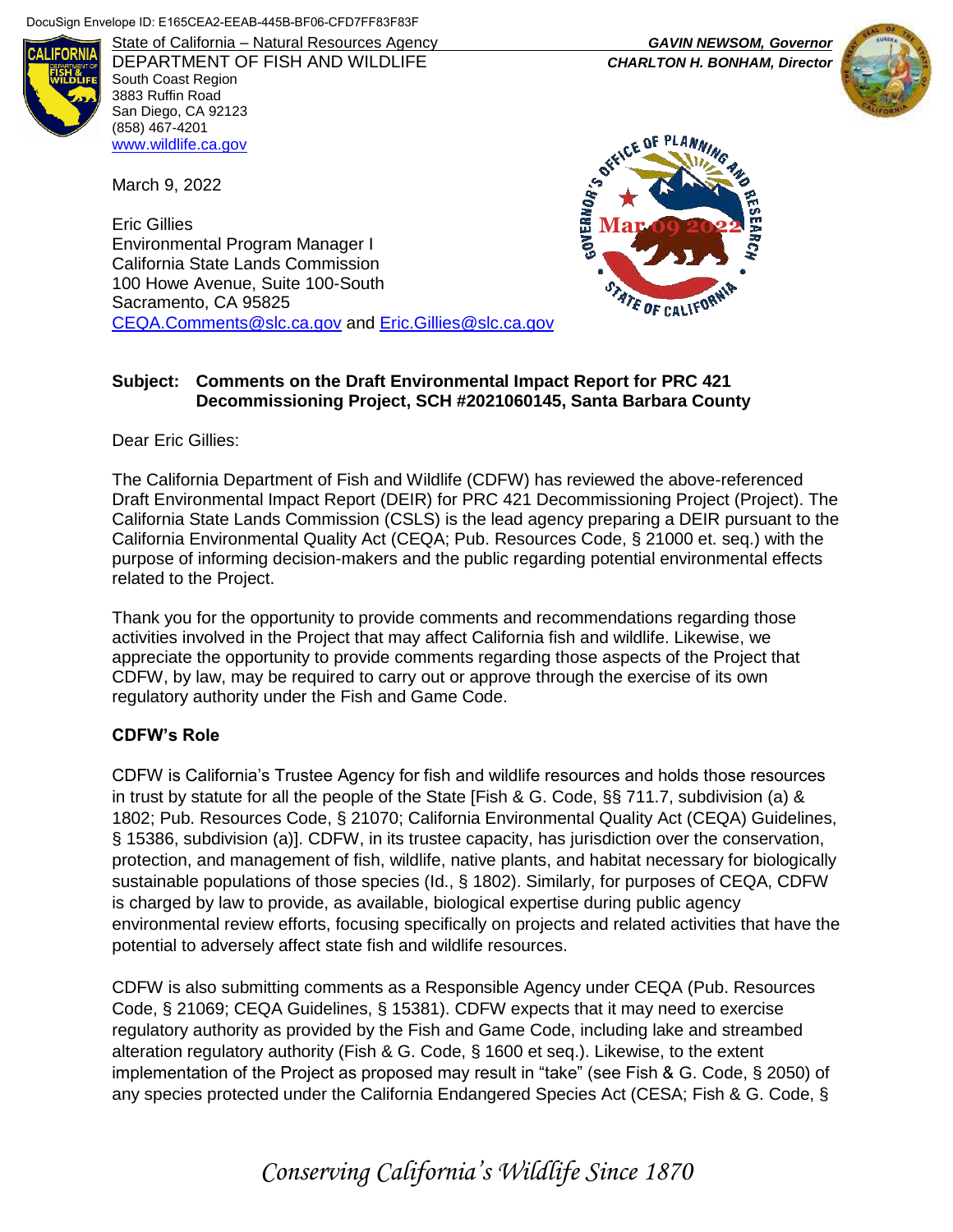DocuSign Envelope ID: E165CEA2-EEAB-445B-BF06-CFD7FF83F83F

State of California – Natural Resources Agency
DEPARTMENT OF FISH AND WILDLIFE
South Coast Region
3883 Ruffin Road
San Diego, CA 92123
(858) 467-4201
www.wildlife.ca.gov

*GAVIN NEWSOM, Governor*
*CHARLTON H. BONHAM, Director*

March 9, 2022

Eric Gillies
Environmental Program Manager I
California State Lands Commission
100 Howe Avenue, Suite 100-South
Sacramento, CA 95825
CEQA.Comments@slc.ca.gov and Eric.Gillies@slc.ca.gov

**Subject: Comments on the Draft Environmental Impact Report for PRC 421 Decommissioning Project, SCH #2021060145, Santa Barbara County**

Dear Eric Gillies:

The California Department of Fish and Wildlife (CDFW) has reviewed the above-referenced Draft Environmental Impact Report (DEIR) for PRC 421 Decommissioning Project (Project). The California State Lands Commission (CSLS) is the lead agency preparing a DEIR pursuant to the California Environmental Quality Act (CEQA; Pub. Resources Code, § 21000 et. seq.) with the purpose of informing decision-makers and the public regarding potential environmental effects related to the Project.

Thank you for the opportunity to provide comments and recommendations regarding those activities involved in the Project that may affect California fish and wildlife. Likewise, we appreciate the opportunity to provide comments regarding those aspects of the Project that CDFW, by law, may be required to carry out or approve through the exercise of its own regulatory authority under the Fish and Game Code.

**CDFW's Role**

CDFW is California's Trustee Agency for fish and wildlife resources and holds those resources in trust by statute for all the people of the State [Fish & G. Code, §§ 711.7, subdivision (a) & 1802; Pub. Resources Code, § 21070; California Environmental Quality Act (CEQA) Guidelines, § 15386, subdivision (a)]. CDFW, in its trustee capacity, has jurisdiction over the conservation, protection, and management of fish, wildlife, native plants, and habitat necessary for biologically sustainable populations of those species (Id., § 1802). Similarly, for purposes of CEQA, CDFW is charged by law to provide, as available, biological expertise during public agency environmental review efforts, focusing specifically on projects and related activities that have the potential to adversely affect state fish and wildlife resources.

CDFW is also submitting comments as a Responsible Agency under CEQA (Pub. Resources Code, § 21069; CEQA Guidelines, § 15381). CDFW expects that it may need to exercise regulatory authority as provided by the Fish and Game Code, including lake and streambed alteration regulatory authority (Fish & G. Code, § 1600 et seq.). Likewise, to the extent implementation of the Project as proposed may result in "take" (see Fish & G. Code, § 2050) of any species protected under the California Endangered Species Act (CESA; Fish & G. Code, §

*Conserving California's Wildlife Since 1870*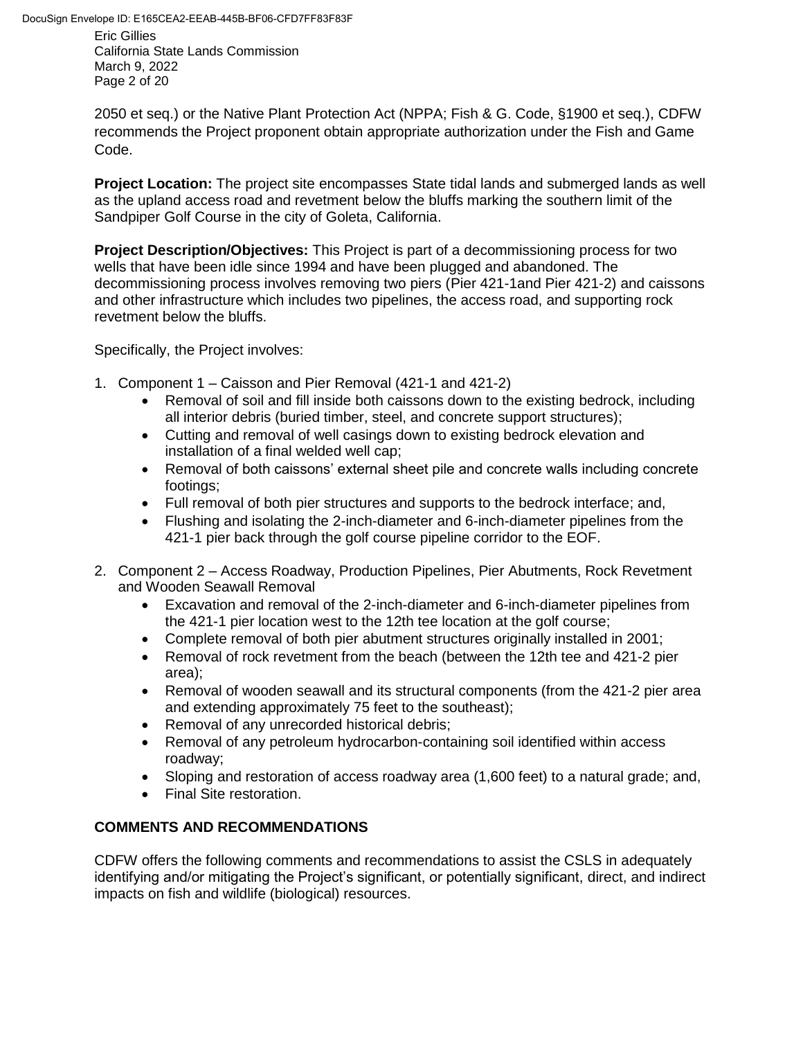2050 et seq.) or the Native Plant Protection Act (NPPA; Fish & G. Code, §1900 et seq.), CDFW recommends the Project proponent obtain appropriate authorization under the Fish and Game Code.

**Project Location:** The project site encompasses State tidal lands and submerged lands as well as the upland access road and revetment below the bluffs marking the southern limit of the Sandpiper Golf Course in the city of Goleta, California.

**Project Description/Objectives:** This Project is part of a decommissioning process for two wells that have been idle since 1994 and have been plugged and abandoned. The decommissioning process involves removing two piers (Pier 421-1and Pier 421-2) and caissons and other infrastructure which includes two pipelines, the access road, and supporting rock revetment below the bluffs.

Specifically, the Project involves:

1. Component 1 – Caisson and Pier Removal (421-1 and 421-2)
   - Removal of soil and fill inside both caissons down to the existing bedrock, including all interior debris (buried timber, steel, and concrete support structures);
   - Cutting and removal of well casings down to existing bedrock elevation and installation of a final welded well cap;
   - Removal of both caissons' external sheet pile and concrete walls including concrete footings;
   - Full removal of both pier structures and supports to the bedrock interface; and,
   - Flushing and isolating the 2-inch-diameter and 6-inch-diameter pipelines from the 421-1 pier back through the golf course pipeline corridor to the EOF.
2. Component 2 – Access Roadway, Production Pipelines, Pier Abutments, Rock Revetment and Wooden Seawall Removal
   - Excavation and removal of the 2-inch-diameter and 6-inch-diameter pipelines from the 421-1 pier location west to the 12th tee location at the golf course;
   - Complete removal of both pier abutment structures originally installed in 2001;
   - Removal of rock revetment from the beach (between the 12th tee and 421-2 pier area);
   - Removal of wooden seawall and its structural components (from the 421-2 pier area and extending approximately 75 feet to the southeast);
   - Removal of any unrecorded historical debris;
   - Removal of any petroleum hydrocarbon-containing soil identified within access roadway;
   - Sloping and restoration of access roadway area (1,600 feet) to a natural grade; and,
   - Final Site restoration.

## COMMENTS AND RECOMMENDATIONS

CDFW offers the following comments and recommendations to assist the CSLS in adequately identifying and/or mitigating the Project's significant, or potentially significant, direct, and indirect impacts on fish and wildlife (biological) resources.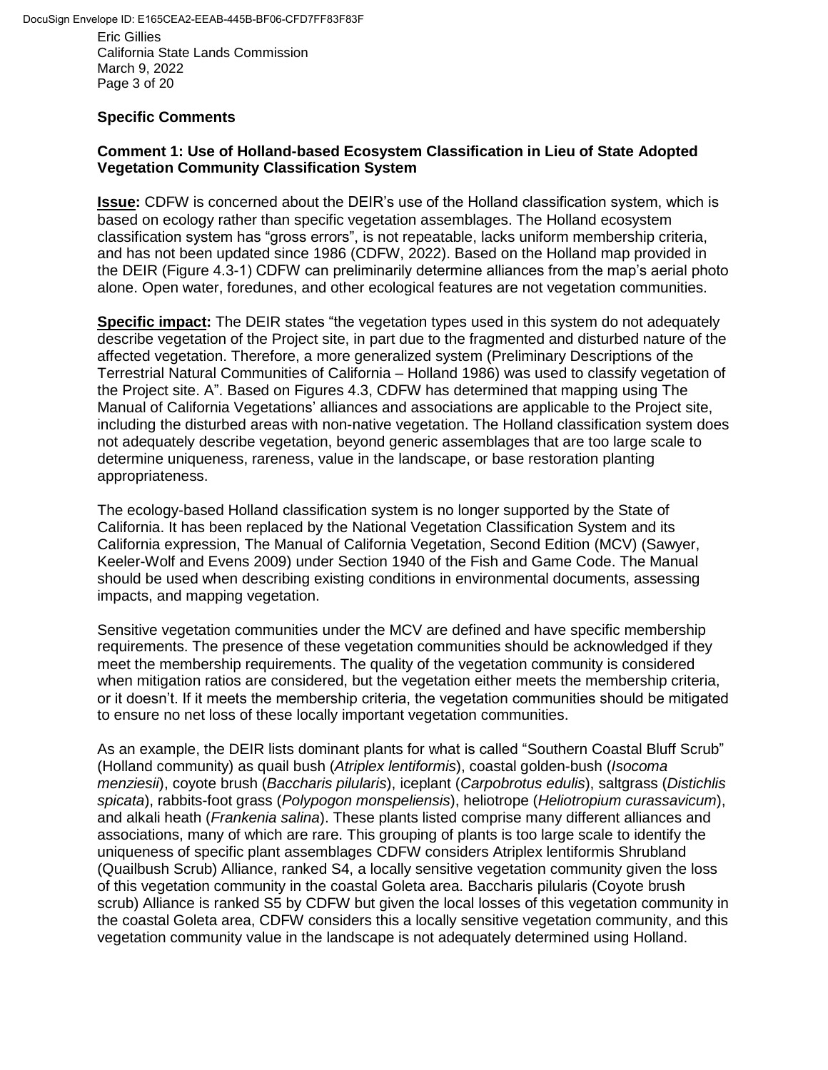### Specific Comments

#### Comment 1: Use of Holland-based Ecosystem Classification in Lieu of State Adopted Vegetation Community Classification System

**Issue:** CDFW is concerned about the DEIR's use of the Holland classification system, which is based on ecology rather than specific vegetation assemblages. The Holland ecosystem classification system has "gross errors", is not repeatable, lacks uniform membership criteria, and has not been updated since 1986 (CDFW, 2022). Based on the Holland map provided in the DEIR (Figure 4.3-1) CDFW can preliminarily determine alliances from the map's aerial photo alone. Open water, foredunes, and other ecological features are not vegetation communities.

**Specific impact:** The DEIR states "the vegetation types used in this system do not adequately describe vegetation of the Project site, in part due to the fragmented and disturbed nature of the affected vegetation. Therefore, a more generalized system (Preliminary Descriptions of the Terrestrial Natural Communities of California – Holland 1986) was used to classify vegetation of the Project site. A". Based on Figures 4.3, CDFW has determined that mapping using The Manual of California Vegetations' alliances and associations are applicable to the Project site, including the disturbed areas with non-native vegetation. The Holland classification system does not adequately describe vegetation, beyond generic assemblages that are too large scale to determine uniqueness, rareness, value in the landscape, or base restoration planting appropriateness.

The ecology-based Holland classification system is no longer supported by the State of California. It has been replaced by the National Vegetation Classification System and its California expression, The Manual of California Vegetation, Second Edition (MCV) (Sawyer, Keeler-Wolf and Evens 2009) under Section 1940 of the Fish and Game Code. The Manual should be used when describing existing conditions in environmental documents, assessing impacts, and mapping vegetation.

Sensitive vegetation communities under the MCV are defined and have specific membership requirements. The presence of these vegetation communities should be acknowledged if they meet the membership requirements. The quality of the vegetation community is considered when mitigation ratios are considered, but the vegetation either meets the membership criteria, or it doesn't. If it meets the membership criteria, the vegetation communities should be mitigated to ensure no net loss of these locally important vegetation communities.

As an example, the DEIR lists dominant plants for what is called "Southern Coastal Bluff Scrub" (Holland community) as quail bush (*Atriplex lentiformis*), coastal golden-bush (*Isocoma menziesii*), coyote brush (*Baccharis pilularis*), iceplant (*Carpobrotus edulis*), saltgrass (*Distichlis spicata*), rabbits-foot grass (*Polypogon monspeliensis*), heliotrope (*Heliotropium curassavicum*), and alkali heath (*Frankenia salina*). These plants listed comprise many different alliances and associations, many of which are rare. This grouping of plants is too large scale to identify the uniqueness of specific plant assemblages CDFW considers Atriplex lentiformis Shrubland (Quailbush Scrub) Alliance, ranked S4, a locally sensitive vegetation community given the loss of this vegetation community in the coastal Goleta area. Baccharis pilularis (Coyote brush scrub) Alliance is ranked S5 by CDFW but given the local losses of this vegetation community in the coastal Goleta area, CDFW considers this a locally sensitive vegetation community, and this vegetation community value in the landscape is not adequately determined using Holland.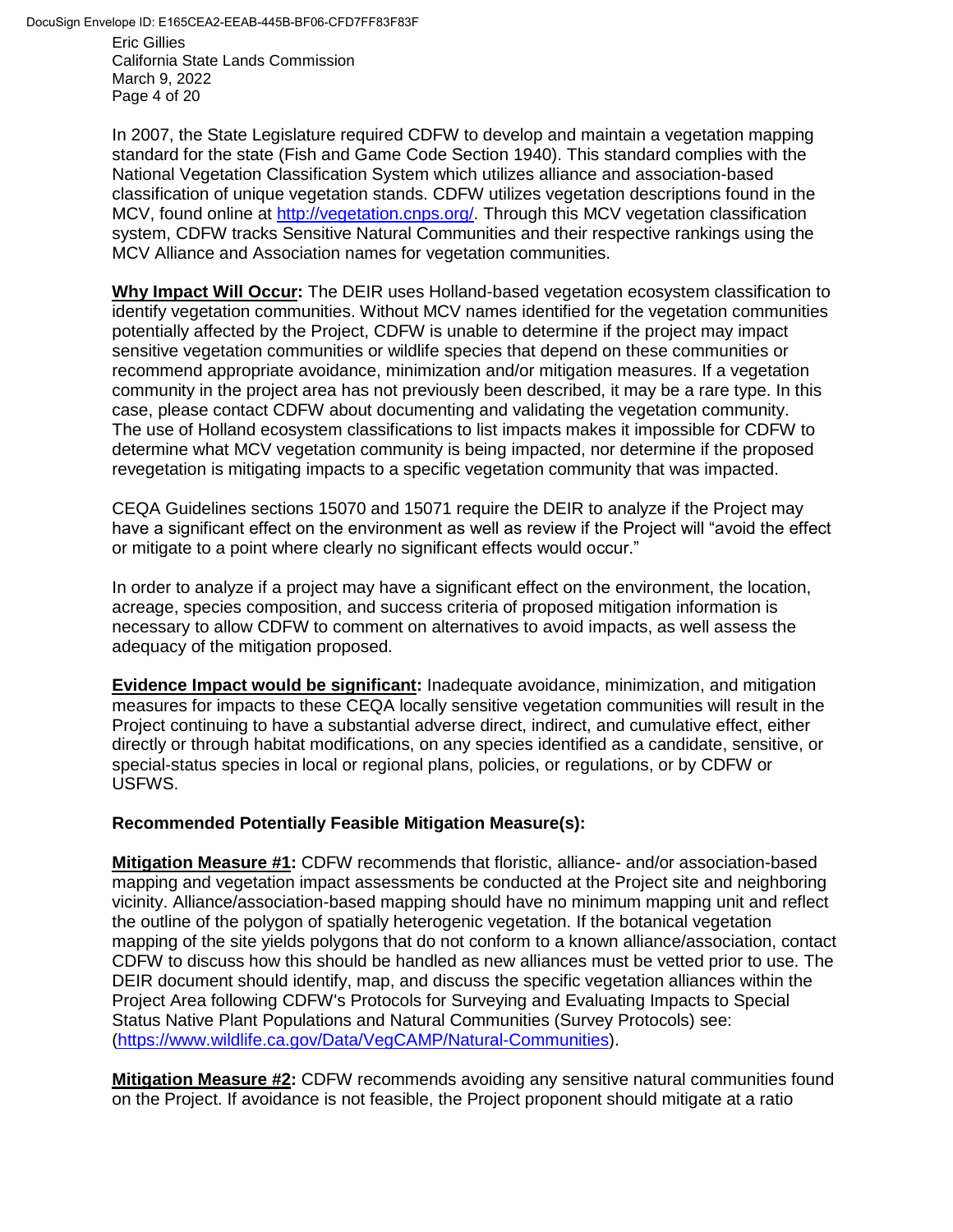In 2007, the State Legislature required CDFW to develop and maintain a vegetation mapping standard for the state (Fish and Game Code Section 1940). This standard complies with the National Vegetation Classification System which utilizes alliance and association-based classification of unique vegetation stands. CDFW utilizes vegetation descriptions found in the MCV, found online at http://vegetation.cnps.org/. Through this MCV vegetation classification system, CDFW tracks Sensitive Natural Communities and their respective rankings using the MCV Alliance and Association names for vegetation communities.

**Why Impact Will Occur:** The DEIR uses Holland-based vegetation ecosystem classification to identify vegetation communities. Without MCV names identified for the vegetation communities potentially affected by the Project, CDFW is unable to determine if the project may impact sensitive vegetation communities or wildlife species that depend on these communities or recommend appropriate avoidance, minimization and/or mitigation measures. If a vegetation community in the project area has not previously been described, it may be a rare type. In this case, please contact CDFW about documenting and validating the vegetation community. The use of Holland ecosystem classifications to list impacts makes it impossible for CDFW to determine what MCV vegetation community is being impacted, nor determine if the proposed revegetation is mitigating impacts to a specific vegetation community that was impacted.

CEQA Guidelines sections 15070 and 15071 require the DEIR to analyze if the Project may have a significant effect on the environment as well as review if the Project will "avoid the effect or mitigate to a point where clearly no significant effects would occur."

In order to analyze if a project may have a significant effect on the environment, the location, acreage, species composition, and success criteria of proposed mitigation information is necessary to allow CDFW to comment on alternatives to avoid impacts, as well assess the adequacy of the mitigation proposed.

**Evidence Impact would be significant:** Inadequate avoidance, minimization, and mitigation measures for impacts to these CEQA locally sensitive vegetation communities will result in the Project continuing to have a substantial adverse direct, indirect, and cumulative effect, either directly or through habitat modifications, on any species identified as a candidate, sensitive, or special-status species in local or regional plans, policies, or regulations, or by CDFW or USFWS.

**Recommended Potentially Feasible Mitigation Measure(s):**

**Mitigation Measure #1:** CDFW recommends that floristic, alliance- and/or association-based mapping and vegetation impact assessments be conducted at the Project site and neighboring vicinity. Alliance/association-based mapping should have no minimum mapping unit and reflect the outline of the polygon of spatially heterogenic vegetation. If the botanical vegetation mapping of the site yields polygons that do not conform to a known alliance/association, contact CDFW to discuss how this should be handled as new alliances must be vetted prior to use. The DEIR document should identify, map, and discuss the specific vegetation alliances within the Project Area following CDFW's Protocols for Surveying and Evaluating Impacts to Special Status Native Plant Populations and Natural Communities (Survey Protocols) see: (https://www.wildlife.ca.gov/Data/VegCAMP/Natural-Communities).

**Mitigation Measure #2:** CDFW recommends avoiding any sensitive natural communities found on the Project. If avoidance is not feasible, the Project proponent should mitigate at a ratio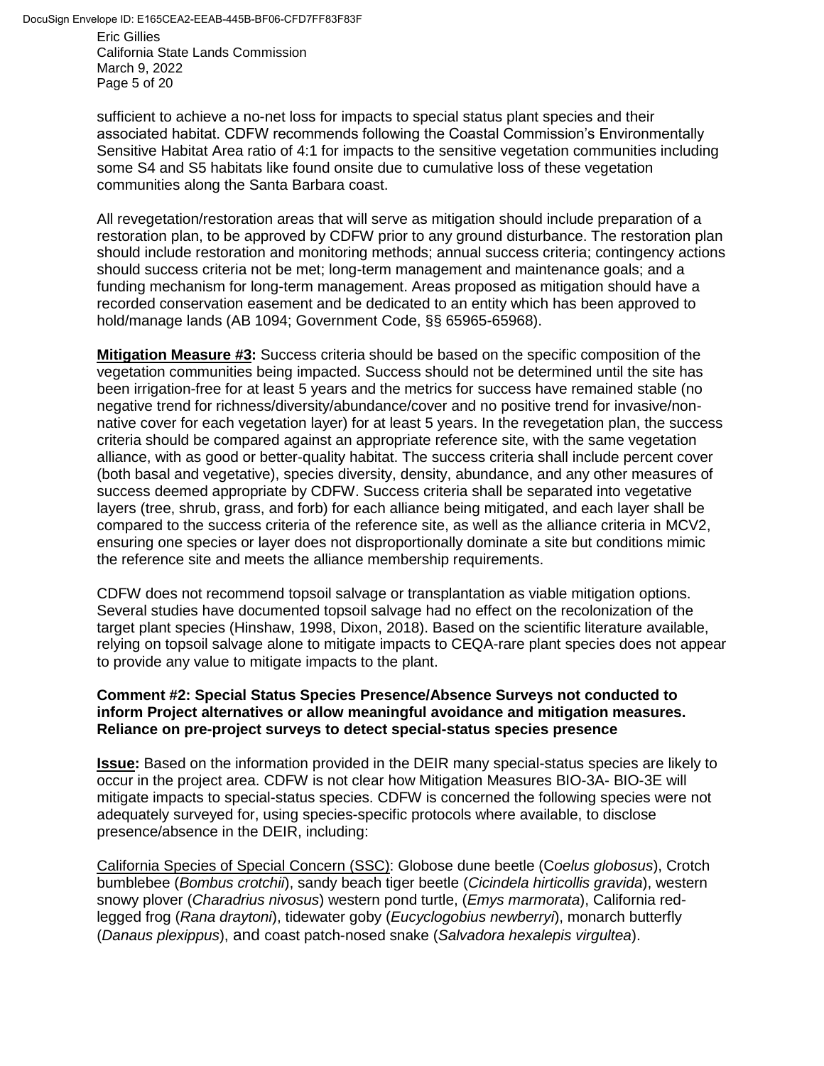sufficient to achieve a no-net loss for impacts to special status plant species and their associated habitat. CDFW recommends following the Coastal Commission's Environmentally Sensitive Habitat Area ratio of 4:1 for impacts to the sensitive vegetation communities including some S4 and S5 habitats like found onsite due to cumulative loss of these vegetation communities along the Santa Barbara coast.

All revegetation/restoration areas that will serve as mitigation should include preparation of a restoration plan, to be approved by CDFW prior to any ground disturbance. The restoration plan should include restoration and monitoring methods; annual success criteria; contingency actions should success criteria not be met; long-term management and maintenance goals; and a funding mechanism for long-term management. Areas proposed as mitigation should have a recorded conservation easement and be dedicated to an entity which has been approved to hold/manage lands (AB 1094; Government Code, §§ 65965-65968).

**Mitigation Measure #3:** Success criteria should be based on the specific composition of the vegetation communities being impacted. Success should not be determined until the site has been irrigation-free for at least 5 years and the metrics for success have remained stable (no negative trend for richness/diversity/abundance/cover and no positive trend for invasive/non-native cover for each vegetation layer) for at least 5 years. In the revegetation plan, the success criteria should be compared against an appropriate reference site, with the same vegetation alliance, with as good or better-quality habitat. The success criteria shall include percent cover (both basal and vegetative), species diversity, density, abundance, and any other measures of success deemed appropriate by CDFW. Success criteria shall be separated into vegetative layers (tree, shrub, grass, and forb) for each alliance being mitigated, and each layer shall be compared to the success criteria of the reference site, as well as the alliance criteria in MCV2, ensuring one species or layer does not disproportionally dominate a site but conditions mimic the reference site and meets the alliance membership requirements.

CDFW does not recommend topsoil salvage or transplantation as viable mitigation options. Several studies have documented topsoil salvage had no effect on the recolonization of the target plant species (Hinshaw, 1998, Dixon, 2018). Based on the scientific literature available, relying on topsoil salvage alone to mitigate impacts to CEQA-rare plant species does not appear to provide any value to mitigate impacts to the plant.

**Comment #2: Special Status Species Presence/Absence Surveys not conducted to inform Project alternatives or allow meaningful avoidance and mitigation measures. Reliance on pre-project surveys to detect special-status species presence**

**Issue:** Based on the information provided in the DEIR many special-status species are likely to occur in the project area. CDFW is not clear how Mitigation Measures BIO-3A- BIO-3E will mitigate impacts to special-status species. CDFW is concerned the following species were not adequately surveyed for, using species-specific protocols where available, to disclose presence/absence in the DEIR, including:

California Species of Special Concern (SSC): Globose dune beetle (*Coelus globosus*), Crotch bumblebee (*Bombus crotchii*), sandy beach tiger beetle (*Cicindela hirticollis gravida*), western snowy plover (*Charadrius nivosus*) western pond turtle, (*Emys marmorata*), California red-legged frog (*Rana draytoni*), tidewater goby (*Eucyclogobius newberryi*), monarch butterfly (*Danaus plexippus*), and coast patch-nosed snake (*Salvadora hexalepis virgultea*).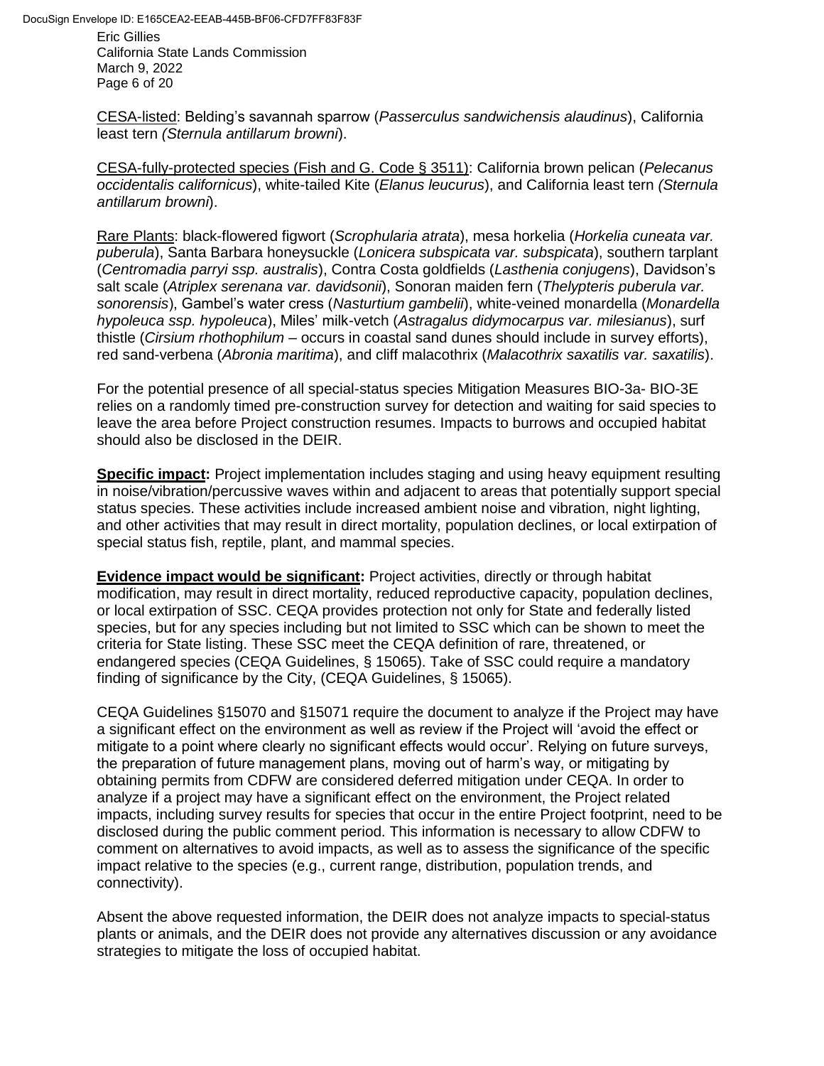<u>CESA-listed</u>: Belding's savannah sparrow (*Passerculus sandwichensis alaudinus*), California least tern *(Sternula antillarum browni*).

<u>CESA-fully-protected species (Fish and G. Code § 3511)</u>: California brown pelican (*Pelecanus occidentalis californicus*), white-tailed Kite (*Elanus leucurus*), and California least tern *(Sternula antillarum browni*).

<u>Rare Plants</u>: black-flowered figwort (*Scrophularia atrata*), mesa horkelia (*Horkelia cuneata var. puberula*), Santa Barbara honeysuckle (*Lonicera subspicata var. subspicata*), southern tarplant (*Centromadia parryi ssp. australis*), Contra Costa goldfields (*Lasthenia conjugens*), Davidson's salt scale (*Atriplex serenana var. davidsonii*), Sonoran maiden fern (*Thelypteris puberula var. sonorensis*), Gambel's water cress (*Nasturtium gambelii*), white-veined monardella (*Monardella hypoleuca ssp. hypoleuca*), Miles' milk-vetch (*Astragalus didymocarpus var. milesianus*), surf thistle (*Cirsium rhothophilum* – occurs in coastal sand dunes should include in survey efforts), red sand-verbena (*Abronia maritima*), and cliff malacothrix (*Malacothrix saxatilis var. saxatilis*).

For the potential presence of all special-status species Mitigation Measures BIO-3a- BIO-3E relies on a randomly timed pre-construction survey for detection and waiting for said species to leave the area before Project construction resumes. Impacts to burrows and occupied habitat should also be disclosed in the DEIR.

**<u>Specific impact</u>:** Project implementation includes staging and using heavy equipment resulting in noise/vibration/percussive waves within and adjacent to areas that potentially support special status species. These activities include increased ambient noise and vibration, night lighting, and other activities that may result in direct mortality, population declines, or local extirpation of special status fish, reptile, plant, and mammal species.

**<u>Evidence impact would be significant</u>:** Project activities, directly or through habitat modification, may result in direct mortality, reduced reproductive capacity, population declines, or local extirpation of SSC. CEQA provides protection not only for State and federally listed species, but for any species including but not limited to SSC which can be shown to meet the criteria for State listing. These SSC meet the CEQA definition of rare, threatened, or endangered species (CEQA Guidelines, § 15065). Take of SSC could require a mandatory finding of significance by the City, (CEQA Guidelines, § 15065).

CEQA Guidelines §15070 and §15071 require the document to analyze if the Project may have a significant effect on the environment as well as review if the Project will 'avoid the effect or mitigate to a point where clearly no significant effects would occur'. Relying on future surveys, the preparation of future management plans, moving out of harm's way, or mitigating by obtaining permits from CDFW are considered deferred mitigation under CEQA. In order to analyze if a project may have a significant effect on the environment, the Project related impacts, including survey results for species that occur in the entire Project footprint, need to be disclosed during the public comment period. This information is necessary to allow CDFW to comment on alternatives to avoid impacts, as well as to assess the significance of the specific impact relative to the species (e.g., current range, distribution, population trends, and connectivity).

Absent the above requested information, the DEIR does not analyze impacts to special-status plants or animals, and the DEIR does not provide any alternatives discussion or any avoidance strategies to mitigate the loss of occupied habitat.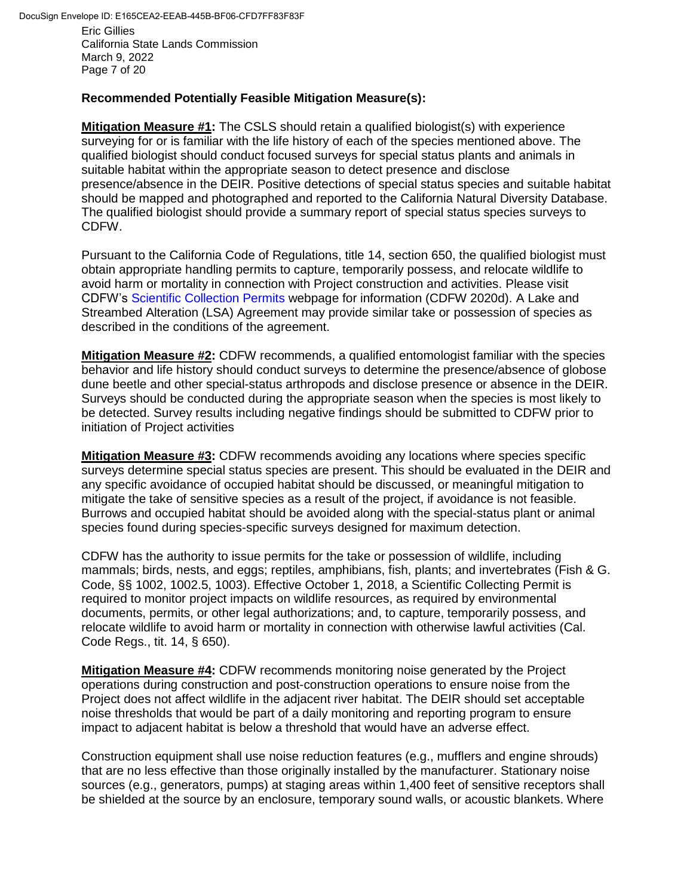**Recommended Potentially Feasible Mitigation Measure(s):**

**Mitigation Measure #1:** The CSLS should retain a qualified biologist(s) with experience surveying for or is familiar with the life history of each of the species mentioned above. The qualified biologist should conduct focused surveys for special status plants and animals in suitable habitat within the appropriate season to detect presence and disclose presence/absence in the DEIR. Positive detections of special status species and suitable habitat should be mapped and photographed and reported to the California Natural Diversity Database. The qualified biologist should provide a summary report of special status species surveys to CDFW.

Pursuant to the California Code of Regulations, title 14, section 650, the qualified biologist must obtain appropriate handling permits to capture, temporarily possess, and relocate wildlife to avoid harm or mortality in connection with Project construction and activities. Please visit CDFW's Scientific Collection Permits webpage for information (CDFW 2020d). A Lake and Streambed Alteration (LSA) Agreement may provide similar take or possession of species as described in the conditions of the agreement.

**Mitigation Measure #2:** CDFW recommends, a qualified entomologist familiar with the species behavior and life history should conduct surveys to determine the presence/absence of globose dune beetle and other special-status arthropods and disclose presence or absence in the DEIR. Surveys should be conducted during the appropriate season when the species is most likely to be detected. Survey results including negative findings should be submitted to CDFW prior to initiation of Project activities

**Mitigation Measure #3:** CDFW recommends avoiding any locations where species specific surveys determine special status species are present. This should be evaluated in the DEIR and any specific avoidance of occupied habitat should be discussed, or meaningful mitigation to mitigate the take of sensitive species as a result of the project, if avoidance is not feasible. Burrows and occupied habitat should be avoided along with the special-status plant or animal species found during species-specific surveys designed for maximum detection.

CDFW has the authority to issue permits for the take or possession of wildlife, including mammals; birds, nests, and eggs; reptiles, amphibians, fish, plants; and invertebrates (Fish & G. Code, §§ 1002, 1002.5, 1003). Effective October 1, 2018, a Scientific Collecting Permit is required to monitor project impacts on wildlife resources, as required by environmental documents, permits, or other legal authorizations; and, to capture, temporarily possess, and relocate wildlife to avoid harm or mortality in connection with otherwise lawful activities (Cal. Code Regs., tit. 14, § 650).

**Mitigation Measure #4:** CDFW recommends monitoring noise generated by the Project operations during construction and post-construction operations to ensure noise from the Project does not affect wildlife in the adjacent river habitat. The DEIR should set acceptable noise thresholds that would be part of a daily monitoring and reporting program to ensure impact to adjacent habitat is below a threshold that would have an adverse effect.

Construction equipment shall use noise reduction features (e.g., mufflers and engine shrouds) that are no less effective than those originally installed by the manufacturer. Stationary noise sources (e.g., generators, pumps) at staging areas within 1,400 feet of sensitive receptors shall be shielded at the source by an enclosure, temporary sound walls, or acoustic blankets. Where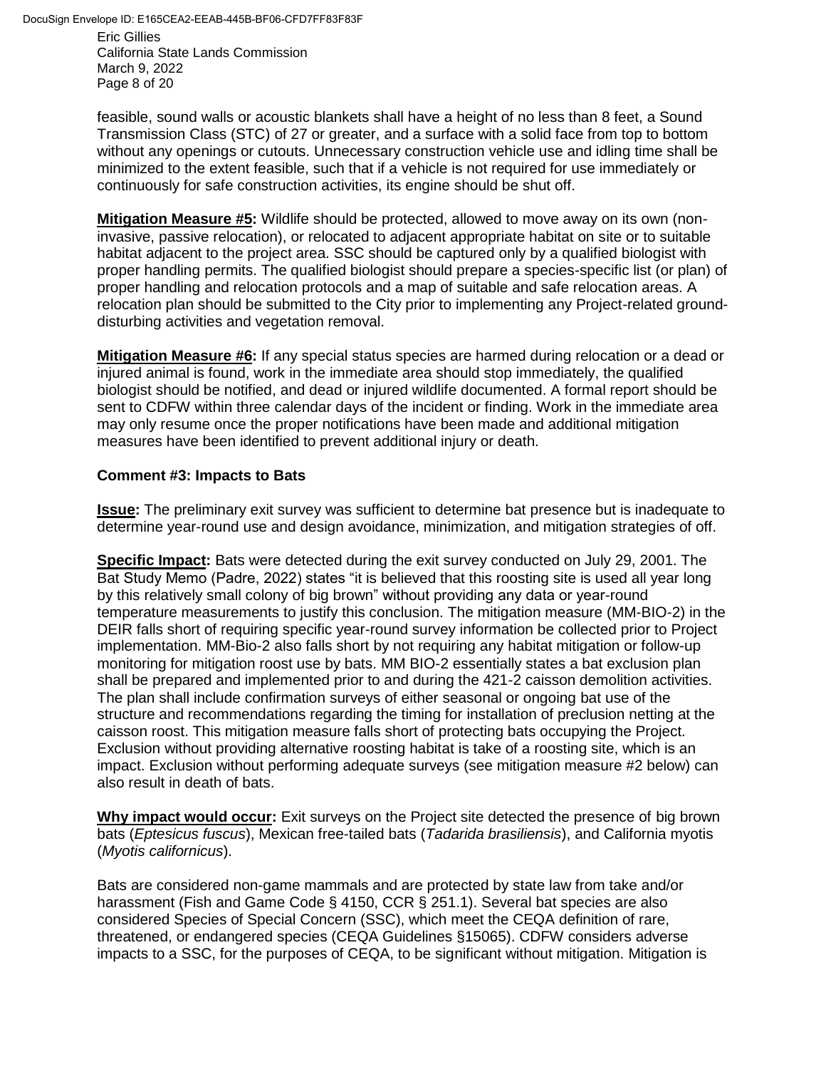feasible, sound walls or acoustic blankets shall have a height of no less than 8 feet, a Sound Transmission Class (STC) of 27 or greater, and a surface with a solid face from top to bottom without any openings or cutouts. Unnecessary construction vehicle use and idling time shall be minimized to the extent feasible, such that if a vehicle is not required for use immediately or continuously for safe construction activities, its engine should be shut off.

**Mitigation Measure #5:** Wildlife should be protected, allowed to move away on its own (non-invasive, passive relocation), or relocated to adjacent appropriate habitat on site or to suitable habitat adjacent to the project area. SSC should be captured only by a qualified biologist with proper handling permits. The qualified biologist should prepare a species-specific list (or plan) of proper handling and relocation protocols and a map of suitable and safe relocation areas. A relocation plan should be submitted to the City prior to implementing any Project-related ground-disturbing activities and vegetation removal.

**Mitigation Measure #6:** If any special status species are harmed during relocation or a dead or injured animal is found, work in the immediate area should stop immediately, the qualified biologist should be notified, and dead or injured wildlife documented. A formal report should be sent to CDFW within three calendar days of the incident or finding. Work in the immediate area may only resume once the proper notifications have been made and additional mitigation measures have been identified to prevent additional injury or death.

**Comment #3: Impacts to Bats**

**Issue:** The preliminary exit survey was sufficient to determine bat presence but is inadequate to determine year-round use and design avoidance, minimization, and mitigation strategies of off.

**Specific Impact:** Bats were detected during the exit survey conducted on July 29, 2001. The Bat Study Memo (Padre, 2022) states "it is believed that this roosting site is used all year long by this relatively small colony of big brown" without providing any data or year-round temperature measurements to justify this conclusion. The mitigation measure (MM-BIO-2) in the DEIR falls short of requiring specific year-round survey information be collected prior to Project implementation. MM-Bio-2 also falls short by not requiring any habitat mitigation or follow-up monitoring for mitigation roost use by bats. MM BIO-2 essentially states a bat exclusion plan shall be prepared and implemented prior to and during the 421-2 caisson demolition activities. The plan shall include confirmation surveys of either seasonal or ongoing bat use of the structure and recommendations regarding the timing for installation of preclusion netting at the caisson roost. This mitigation measure falls short of protecting bats occupying the Project. Exclusion without providing alternative roosting habitat is take of a roosting site, which is an impact. Exclusion without performing adequate surveys (see mitigation measure #2 below) can also result in death of bats.

**Why impact would occur:** Exit surveys on the Project site detected the presence of big brown bats (*Eptesicus fuscus*), Mexican free-tailed bats (*Tadarida brasiliensis*), and California myotis (*Myotis californicus*).

Bats are considered non-game mammals and are protected by state law from take and/or harassment (Fish and Game Code § 4150, CCR § 251.1). Several bat species are also considered Species of Special Concern (SSC), which meet the CEQA definition of rare, threatened, or endangered species (CEQA Guidelines §15065). CDFW considers adverse impacts to a SSC, for the purposes of CEQA, to be significant without mitigation. Mitigation is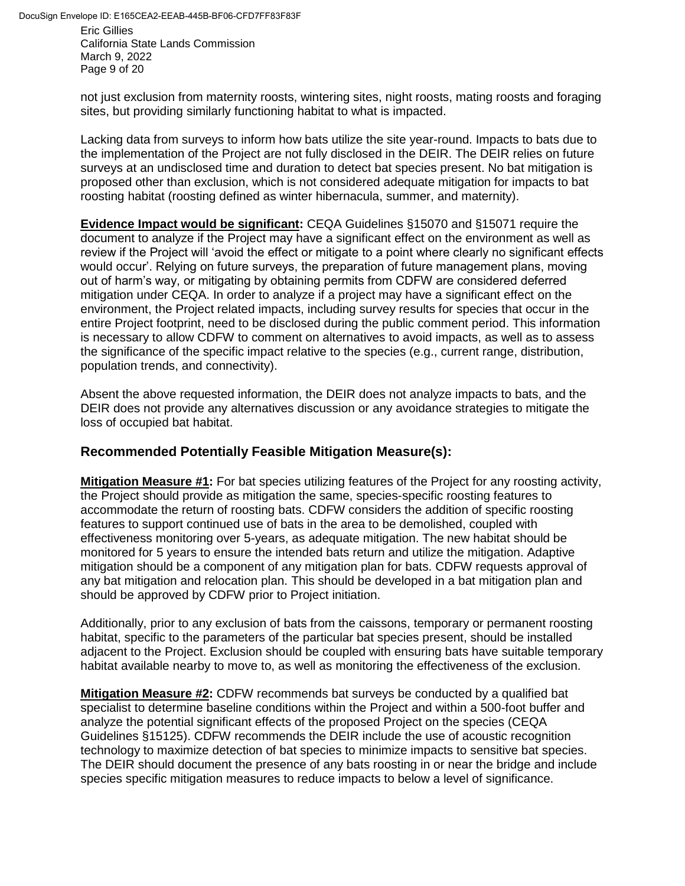not just exclusion from maternity roosts, wintering sites, night roosts, mating roosts and foraging sites, but providing similarly functioning habitat to what is impacted.

Lacking data from surveys to inform how bats utilize the site year-round. Impacts to bats due to the implementation of the Project are not fully disclosed in the DEIR. The DEIR relies on future surveys at an undisclosed time and duration to detect bat species present. No bat mitigation is proposed other than exclusion, which is not considered adequate mitigation for impacts to bat roosting habitat (roosting defined as winter hibernacula, summer, and maternity).

**Evidence Impact would be significant:** CEQA Guidelines §15070 and §15071 require the document to analyze if the Project may have a significant effect on the environment as well as review if the Project will 'avoid the effect or mitigate to a point where clearly no significant effects would occur'. Relying on future surveys, the preparation of future management plans, moving out of harm's way, or mitigating by obtaining permits from CDFW are considered deferred mitigation under CEQA. In order to analyze if a project may have a significant effect on the environment, the Project related impacts, including survey results for species that occur in the entire Project footprint, need to be disclosed during the public comment period. This information is necessary to allow CDFW to comment on alternatives to avoid impacts, as well as to assess the significance of the specific impact relative to the species (e.g., current range, distribution, population trends, and connectivity).

Absent the above requested information, the DEIR does not analyze impacts to bats, and the DEIR does not provide any alternatives discussion or any avoidance strategies to mitigate the loss of occupied bat habitat.

## Recommended Potentially Feasible Mitigation Measure(s):

**Mitigation Measure #1:** For bat species utilizing features of the Project for any roosting activity, the Project should provide as mitigation the same, species-specific roosting features to accommodate the return of roosting bats. CDFW considers the addition of specific roosting features to support continued use of bats in the area to be demolished, coupled with effectiveness monitoring over 5-years, as adequate mitigation. The new habitat should be monitored for 5 years to ensure the intended bats return and utilize the mitigation. Adaptive mitigation should be a component of any mitigation plan for bats. CDFW requests approval of any bat mitigation and relocation plan. This should be developed in a bat mitigation plan and should be approved by CDFW prior to Project initiation.

Additionally, prior to any exclusion of bats from the caissons, temporary or permanent roosting habitat, specific to the parameters of the particular bat species present, should be installed adjacent to the Project. Exclusion should be coupled with ensuring bats have suitable temporary habitat available nearby to move to, as well as monitoring the effectiveness of the exclusion.

**Mitigation Measure #2:** CDFW recommends bat surveys be conducted by a qualified bat specialist to determine baseline conditions within the Project and within a 500-foot buffer and analyze the potential significant effects of the proposed Project on the species (CEQA Guidelines §15125). CDFW recommends the DEIR include the use of acoustic recognition technology to maximize detection of bat species to minimize impacts to sensitive bat species. The DEIR should document the presence of any bats roosting in or near the bridge and include species specific mitigation measures to reduce impacts to below a level of significance.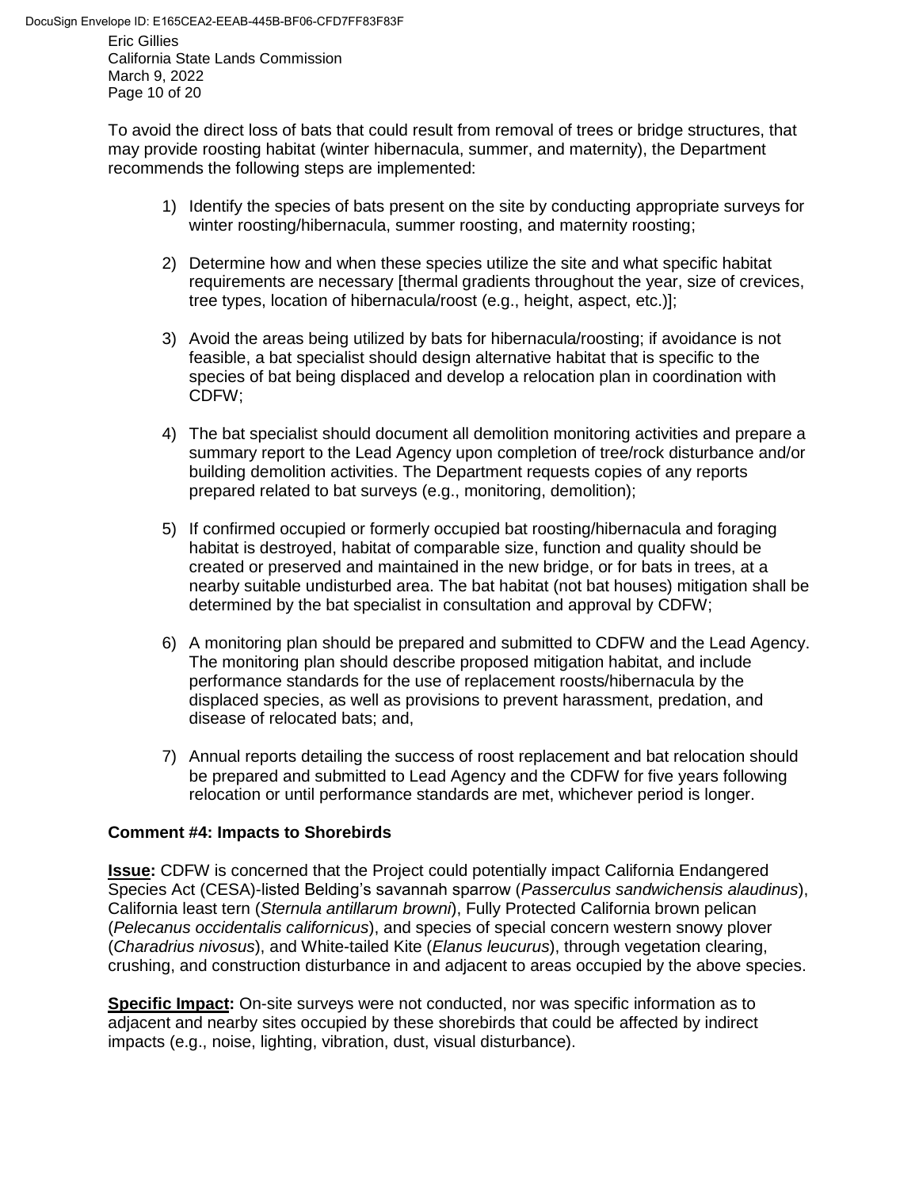To avoid the direct loss of bats that could result from removal of trees or bridge structures, that may provide roosting habitat (winter hibernacula, summer, and maternity), the Department recommends the following steps are implemented:

1) Identify the species of bats present on the site by conducting appropriate surveys for winter roosting/hibernacula, summer roosting, and maternity roosting;

2) Determine how and when these species utilize the site and what specific habitat requirements are necessary [thermal gradients throughout the year, size of crevices, tree types, location of hibernacula/roost (e.g., height, aspect, etc.)];

3) Avoid the areas being utilized by bats for hibernacula/roosting; if avoidance is not feasible, a bat specialist should design alternative habitat that is specific to the species of bat being displaced and develop a relocation plan in coordination with CDFW;

4) The bat specialist should document all demolition monitoring activities and prepare a summary report to the Lead Agency upon completion of tree/rock disturbance and/or building demolition activities. The Department requests copies of any reports prepared related to bat surveys (e.g., monitoring, demolition);

5) If confirmed occupied or formerly occupied bat roosting/hibernacula and foraging habitat is destroyed, habitat of comparable size, function and quality should be created or preserved and maintained in the new bridge, or for bats in trees, at a nearby suitable undisturbed area. The bat habitat (not bat houses) mitigation shall be determined by the bat specialist in consultation and approval by CDFW;

6) A monitoring plan should be prepared and submitted to CDFW and the Lead Agency. The monitoring plan should describe proposed mitigation habitat, and include performance standards for the use of replacement roosts/hibernacula by the displaced species, as well as provisions to prevent harassment, predation, and disease of relocated bats; and,

7) Annual reports detailing the success of roost replacement and bat relocation should be prepared and submitted to Lead Agency and the CDFW for five years following relocation or until performance standards are met, whichever period is longer.

**Comment #4: Impacts to Shorebirds**

**Issue:** CDFW is concerned that the Project could potentially impact California Endangered Species Act (CESA)-listed Belding's savannah sparrow (*Passerculus sandwichensis alaudinus*), California least tern (*Sternula antillarum browni*), Fully Protected California brown pelican (*Pelecanus occidentalis californicus*), and species of special concern western snowy plover (*Charadrius nivosus*), and White-tailed Kite (*Elanus leucurus*), through vegetation clearing, crushing, and construction disturbance in and adjacent to areas occupied by the above species.

**Specific Impact:** On-site surveys were not conducted, nor was specific information as to adjacent and nearby sites occupied by these shorebirds that could be affected by indirect impacts (e.g., noise, lighting, vibration, dust, visual disturbance).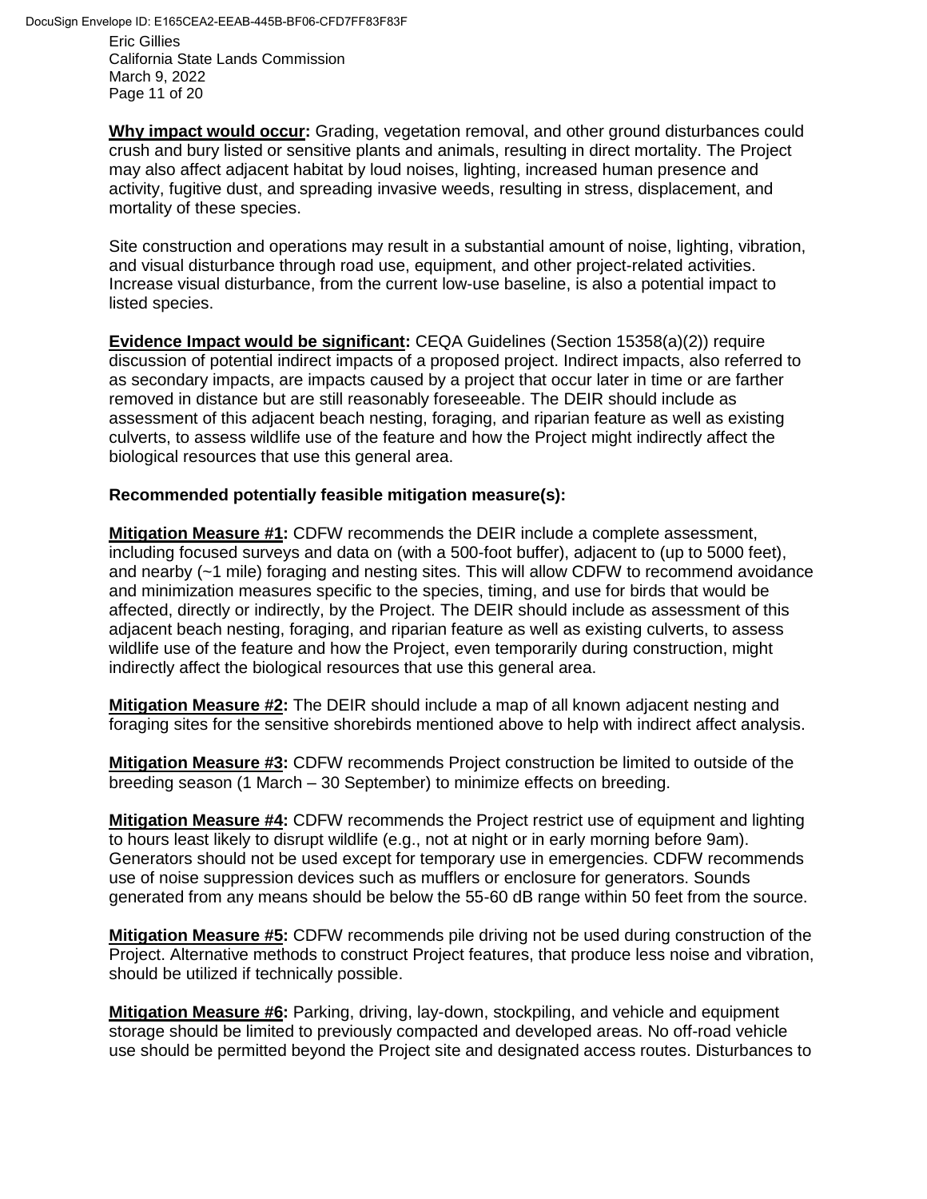**Why impact would occur:** Grading, vegetation removal, and other ground disturbances could crush and bury listed or sensitive plants and animals, resulting in direct mortality. The Project may also affect adjacent habitat by loud noises, lighting, increased human presence and activity, fugitive dust, and spreading invasive weeds, resulting in stress, displacement, and mortality of these species.

Site construction and operations may result in a substantial amount of noise, lighting, vibration, and visual disturbance through road use, equipment, and other project-related activities. Increase visual disturbance, from the current low-use baseline, is also a potential impact to listed species.

**Evidence Impact would be significant:** CEQA Guidelines (Section 15358(a)(2)) require discussion of potential indirect impacts of a proposed project. Indirect impacts, also referred to as secondary impacts, are impacts caused by a project that occur later in time or are farther removed in distance but are still reasonably foreseeable. The DEIR should include as assessment of this adjacent beach nesting, foraging, and riparian feature as well as existing culverts, to assess wildlife use of the feature and how the Project might indirectly affect the biological resources that use this general area.

**Recommended potentially feasible mitigation measure(s):**

**Mitigation Measure #1:** CDFW recommends the DEIR include a complete assessment, including focused surveys and data on (with a 500-foot buffer), adjacent to (up to 5000 feet), and nearby (~1 mile) foraging and nesting sites. This will allow CDFW to recommend avoidance and minimization measures specific to the species, timing, and use for birds that would be affected, directly or indirectly, by the Project. The DEIR should include as assessment of this adjacent beach nesting, foraging, and riparian feature as well as existing culverts, to assess wildlife use of the feature and how the Project, even temporarily during construction, might indirectly affect the biological resources that use this general area.

**Mitigation Measure #2:** The DEIR should include a map of all known adjacent nesting and foraging sites for the sensitive shorebirds mentioned above to help with indirect affect analysis.

**Mitigation Measure #3:** CDFW recommends Project construction be limited to outside of the breeding season (1 March – 30 September) to minimize effects on breeding.

**Mitigation Measure #4:** CDFW recommends the Project restrict use of equipment and lighting to hours least likely to disrupt wildlife (e.g., not at night or in early morning before 9am). Generators should not be used except for temporary use in emergencies. CDFW recommends use of noise suppression devices such as mufflers or enclosure for generators. Sounds generated from any means should be below the 55-60 dB range within 50 feet from the source.

**Mitigation Measure #5:** CDFW recommends pile driving not be used during construction of the Project. Alternative methods to construct Project features, that produce less noise and vibration, should be utilized if technically possible.

**Mitigation Measure #6:** Parking, driving, lay-down, stockpiling, and vehicle and equipment storage should be limited to previously compacted and developed areas. No off-road vehicle use should be permitted beyond the Project site and designated access routes. Disturbances to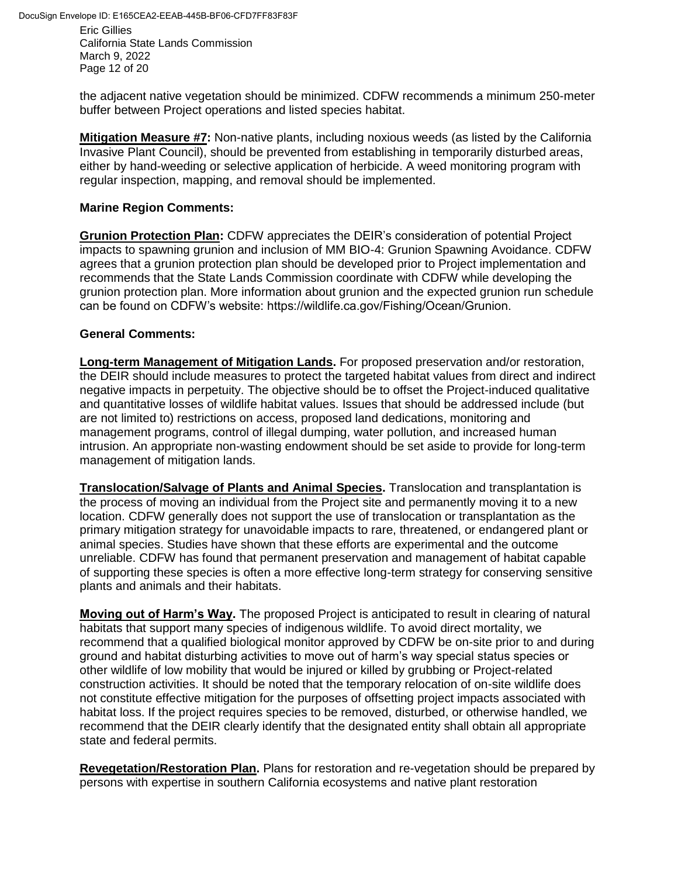the adjacent native vegetation should be minimized. CDFW recommends a minimum 250-meter buffer between Project operations and listed species habitat.

**Mitigation Measure #7:** Non-native plants, including noxious weeds (as listed by the California Invasive Plant Council), should be prevented from establishing in temporarily disturbed areas, either by hand-weeding or selective application of herbicide. A weed monitoring program with regular inspection, mapping, and removal should be implemented.

**Marine Region Comments:**

**Grunion Protection Plan:** CDFW appreciates the DEIR's consideration of potential Project impacts to spawning grunion and inclusion of MM BIO-4: Grunion Spawning Avoidance. CDFW agrees that a grunion protection plan should be developed prior to Project implementation and recommends that the State Lands Commission coordinate with CDFW while developing the grunion protection plan. More information about grunion and the expected grunion run schedule can be found on CDFW's website: https://wildlife.ca.gov/Fishing/Ocean/Grunion.

**General Comments:**

**Long-term Management of Mitigation Lands.** For proposed preservation and/or restoration, the DEIR should include measures to protect the targeted habitat values from direct and indirect negative impacts in perpetuity. The objective should be to offset the Project-induced qualitative and quantitative losses of wildlife habitat values. Issues that should be addressed include (but are not limited to) restrictions on access, proposed land dedications, monitoring and management programs, control of illegal dumping, water pollution, and increased human intrusion. An appropriate non-wasting endowment should be set aside to provide for long-term management of mitigation lands.

**Translocation/Salvage of Plants and Animal Species.** Translocation and transplantation is the process of moving an individual from the Project site and permanently moving it to a new location. CDFW generally does not support the use of translocation or transplantation as the primary mitigation strategy for unavoidable impacts to rare, threatened, or endangered plant or animal species. Studies have shown that these efforts are experimental and the outcome unreliable. CDFW has found that permanent preservation and management of habitat capable of supporting these species is often a more effective long-term strategy for conserving sensitive plants and animals and their habitats.

**Moving out of Harm's Way.** The proposed Project is anticipated to result in clearing of natural habitats that support many species of indigenous wildlife. To avoid direct mortality, we recommend that a qualified biological monitor approved by CDFW be on-site prior to and during ground and habitat disturbing activities to move out of harm's way special status species or other wildlife of low mobility that would be injured or killed by grubbing or Project-related construction activities. It should be noted that the temporary relocation of on-site wildlife does not constitute effective mitigation for the purposes of offsetting project impacts associated with habitat loss. If the project requires species to be removed, disturbed, or otherwise handled, we recommend that the DEIR clearly identify that the designated entity shall obtain all appropriate state and federal permits.

**Revegetation/Restoration Plan.** Plans for restoration and re-vegetation should be prepared by persons with expertise in southern California ecosystems and native plant restoration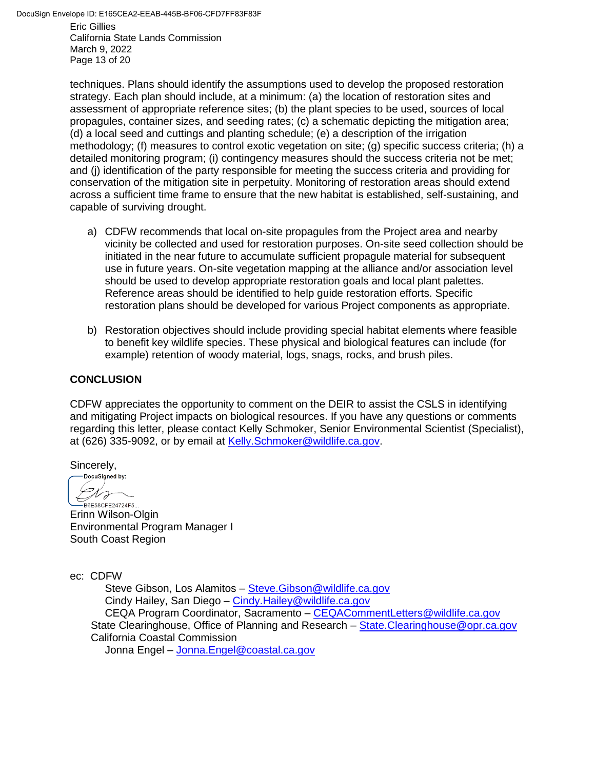techniques. Plans should identify the assumptions used to develop the proposed restoration strategy. Each plan should include, at a minimum: (a) the location of restoration sites and assessment of appropriate reference sites; (b) the plant species to be used, sources of local propagules, container sizes, and seeding rates; (c) a schematic depicting the mitigation area; (d) a local seed and cuttings and planting schedule; (e) a description of the irrigation methodology; (f) measures to control exotic vegetation on site; (g) specific success criteria; (h) a detailed monitoring program; (i) contingency measures should the success criteria not be met; and (j) identification of the party responsible for meeting the success criteria and providing for conservation of the mitigation site in perpetuity. Monitoring of restoration areas should extend across a sufficient time frame to ensure that the new habitat is established, self-sustaining, and capable of surviving drought.

a) CDFW recommends that local on-site propagules from the Project area and nearby vicinity be collected and used for restoration purposes. On-site seed collection should be initiated in the near future to accumulate sufficient propagule material for subsequent use in future years. On-site vegetation mapping at the alliance and/or association level should be used to develop appropriate restoration goals and local plant palettes. Reference areas should be identified to help guide restoration efforts. Specific restoration plans should be developed for various Project components as appropriate.

b) Restoration objectives should include providing special habitat elements where feasible to benefit key wildlife species. These physical and biological features can include (for example) retention of woody material, logs, snags, rocks, and brush piles.

**CONCLUSION**

CDFW appreciates the opportunity to comment on the DEIR to assist the CSLS in identifying and mitigating Project impacts on biological resources. If you have any questions or comments regarding this letter, please contact Kelly Schmoker, Senior Environmental Scientist (Specialist), at (626) 335-9092, or by email at Kelly.Schmoker@wildlife.ca.gov.

Sincerely,

DocuSigned by:

B6E58CFE24724F5...

Erinn Wilson-Olgin
Environmental Program Manager I
South Coast Region

ec: CDFW
Steve Gibson, Los Alamitos – Steve.Gibson@wildlife.ca.gov
Cindy Hailey, San Diego – Cindy.Hailey@wildlife.ca.gov
CEQA Program Coordinator, Sacramento – CEQACommentLetters@wildlife.ca.gov
State Clearinghouse, Office of Planning and Research – State.Clearinghouse@opr.ca.gov
California Coastal Commission
Jonna Engel – Jonna.Engel@coastal.ca.gov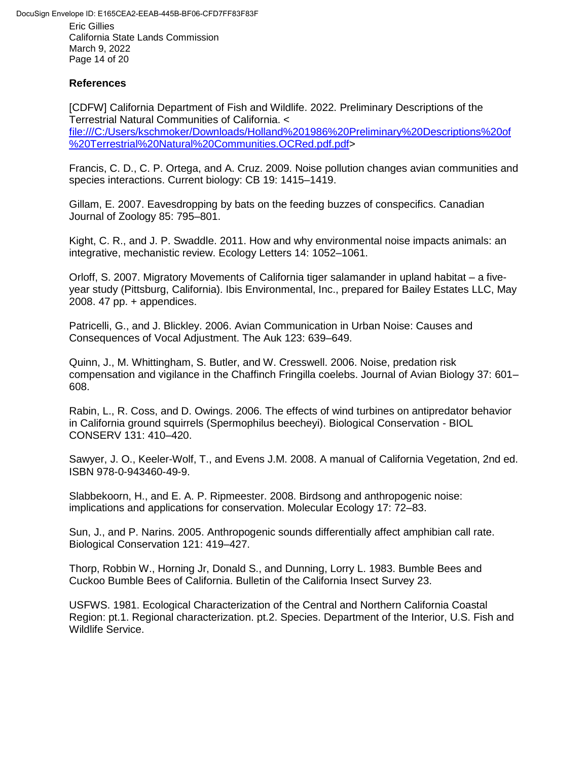## References

[CDFW] California Department of Fish and Wildlife. 2022. Preliminary Descriptions of the Terrestrial Natural Communities of California. < file:///C:/Users/kschmoker/Downloads/Holland%201986%20Preliminary%20Descriptions%20of%20Terrestrial%20Natural%20Communities.OCRed.pdf.pdf>

Francis, C. D., C. P. Ortega, and A. Cruz. 2009. Noise pollution changes avian communities and species interactions. Current biology: CB 19: 1415–1419.

Gillam, E. 2007. Eavesdropping by bats on the feeding buzzes of conspecifics. Canadian Journal of Zoology 85: 795–801.

Kight, C. R., and J. P. Swaddle. 2011. How and why environmental noise impacts animals: an integrative, mechanistic review. Ecology Letters 14: 1052–1061.

Orloff, S. 2007. Migratory Movements of California tiger salamander in upland habitat – a five-year study (Pittsburg, California). Ibis Environmental, Inc., prepared for Bailey Estates LLC, May 2008. 47 pp. + appendices.

Patricelli, G., and J. Blickley. 2006. Avian Communication in Urban Noise: Causes and Consequences of Vocal Adjustment. The Auk 123: 639–649.

Quinn, J., M. Whittingham, S. Butler, and W. Cresswell. 2006. Noise, predation risk compensation and vigilance in the Chaffinch Fringilla coelebs. Journal of Avian Biology 37: 601–608.

Rabin, L., R. Coss, and D. Owings. 2006. The effects of wind turbines on antipredator behavior in California ground squirrels (Spermophilus beecheyi). Biological Conservation - BIOL CONSERV 131: 410–420.

Sawyer, J. O., Keeler-Wolf, T., and Evens J.M. 2008. A manual of California Vegetation, 2nd ed. ISBN 978-0-943460-49-9.

Slabbekoorn, H., and E. A. P. Ripmeester. 2008. Birdsong and anthropogenic noise: implications and applications for conservation. Molecular Ecology 17: 72–83.

Sun, J., and P. Narins. 2005. Anthropogenic sounds differentially affect amphibian call rate. Biological Conservation 121: 419–427.

Thorp, Robbin W., Horning Jr, Donald S., and Dunning, Lorry L. 1983. Bumble Bees and Cuckoo Bumble Bees of California. Bulletin of the California Insect Survey 23.

USFWS. 1981. Ecological Characterization of the Central and Northern California Coastal Region: pt.1. Regional characterization. pt.2. Species. Department of the Interior, U.S. Fish and Wildlife Service.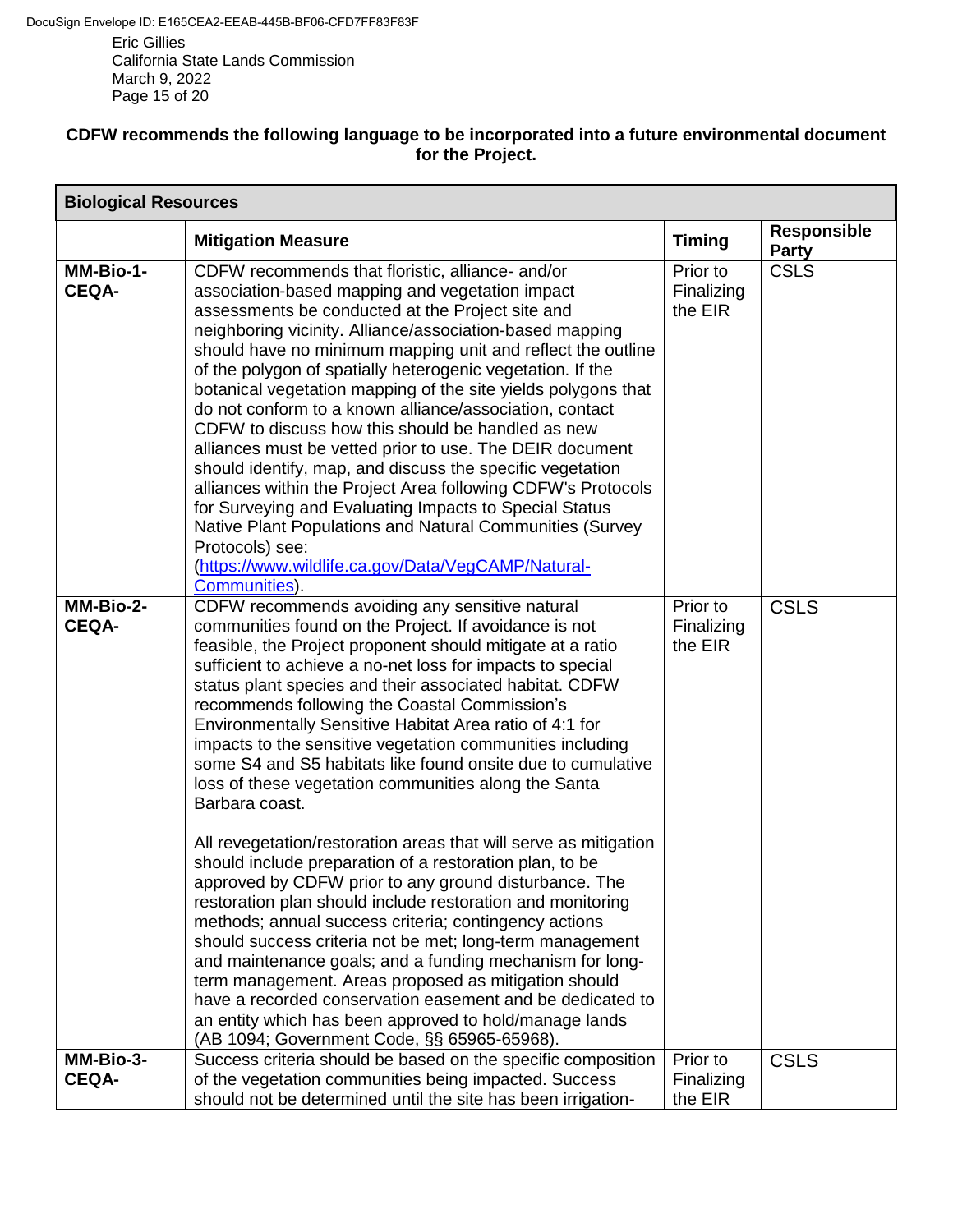**CDFW recommends the following language to be incorporated into a future environmental document for the Project.**

| Biological Resources | | | |
|---|---|---|---|
| | **Mitigation Measure** | **Timing** | **Responsible Party** |
| **MM-Bio-1-CEQA-** | CDFW recommends that floristic, alliance- and/or association-based mapping and vegetation impact assessments be conducted at the Project site and neighboring vicinity. Alliance/association-based mapping should have no minimum mapping unit and reflect the outline of the polygon of spatially heterogenic vegetation. If the botanical vegetation mapping of the site yields polygons that do not conform to a known alliance/association, contact CDFW to discuss how this should be handled as new alliances must be vetted prior to use. The DEIR document should identify, map, and discuss the specific vegetation alliances within the Project Area following CDFW's Protocols for Surveying and Evaluating Impacts to Special Status Native Plant Populations and Natural Communities (Survey Protocols) see: ([https://www.wildlife.ca.gov/Data/VegCAMP/Natural-Communities](https://www.wildlife.ca.gov/Data/VegCAMP/Natural-Communities)). | Prior to Finalizing the EIR | CSLS |
| **MM-Bio-2-CEQA-** | CDFW recommends avoiding any sensitive natural communities found on the Project. If avoidance is not feasible, the Project proponent should mitigate at a ratio sufficient to achieve a no-net loss for impacts to special status plant species and their associated habitat. CDFW recommends following the Coastal Commission's Environmentally Sensitive Habitat Area ratio of 4:1 for impacts to the sensitive vegetation communities including some S4 and S5 habitats like found onsite due to cumulative loss of these vegetation communities along the Santa Barbara coast.<br><br>All revegetation/restoration areas that will serve as mitigation should include preparation of a restoration plan, to be approved by CDFW prior to any ground disturbance. The restoration plan should include restoration and monitoring methods; annual success criteria; contingency actions should success criteria not be met; long-term management and maintenance goals; and a funding mechanism for long-term management. Areas proposed as mitigation should have a recorded conservation easement and be dedicated to an entity which has been approved to hold/manage lands (AB 1094; Government Code, §§ 65965-65968). | Prior to Finalizing the EIR | CSLS |
| **MM-Bio-3-CEQA-** | Success criteria should be based on the specific composition of the vegetation communities being impacted. Success should not be determined until the site has been irrigation- | Prior to Finalizing the EIR | CSLS |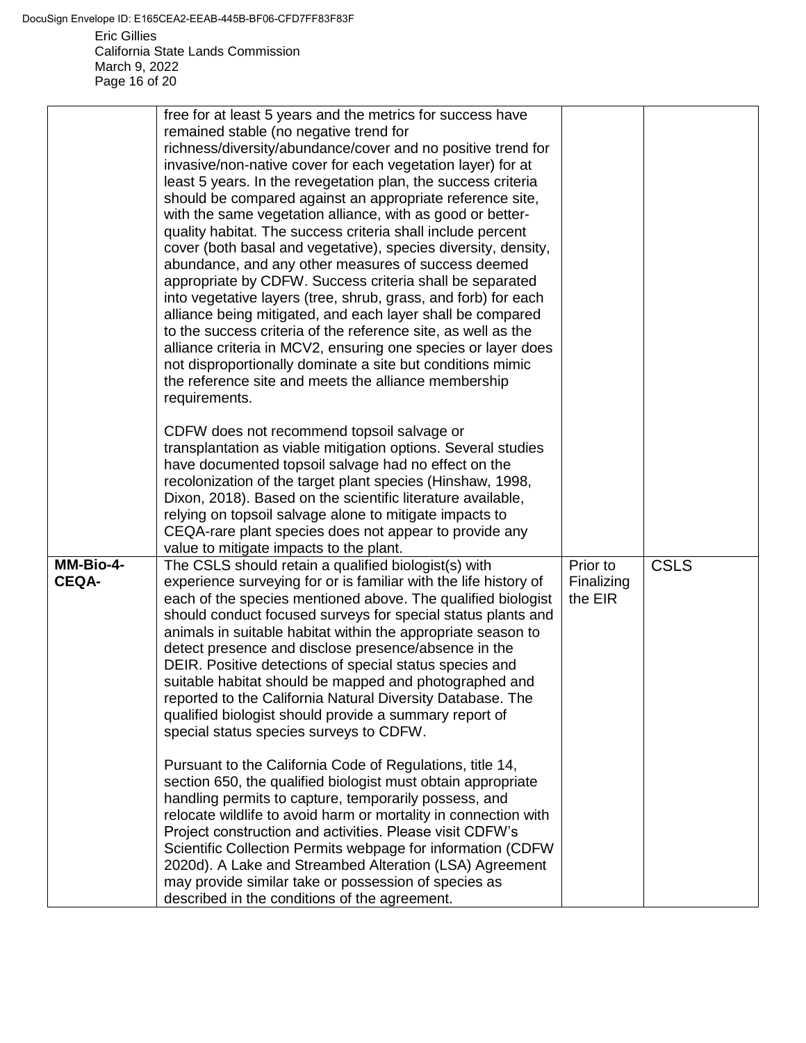| | | | |
|---|---|---|---|
| | free for at least 5 years and the metrics for success have remained stable (no negative trend for richness/diversity/abundance/cover and no positive trend for invasive/non-native cover for each vegetation layer) for at least 5 years. In the revegetation plan, the success criteria should be compared against an appropriate reference site, with the same vegetation alliance, with as good or better-quality habitat. The success criteria shall include percent cover (both basal and vegetative), species diversity, density, abundance, and any other measures of success deemed appropriate by CDFW. Success criteria shall be separated into vegetative layers (tree, shrub, grass, and forb) for each alliance being mitigated, and each layer shall be compared to the success criteria of the reference site, as well as the alliance criteria in MCV2, ensuring one species or layer does not disproportionally dominate a site but conditions mimic the reference site and meets the alliance membership requirements.<br><br>CDFW does not recommend topsoil salvage or transplantation as viable mitigation options. Several studies have documented topsoil salvage had no effect on the recolonization of the target plant species (Hinshaw, 1998, Dixon, 2018). Based on the scientific literature available, relying on topsoil salvage alone to mitigate impacts to CEQA-rare plant species does not appear to provide any value to mitigate impacts to the plant. | | |
| **MM-Bio-4-CEQA-** | The CSLS should retain a qualified biologist(s) with experience surveying for or is familiar with the life history of each of the species mentioned above. The qualified biologist should conduct focused surveys for special status plants and animals in suitable habitat within the appropriate season to detect presence and disclose presence/absence in the DEIR. Positive detections of special status species and suitable habitat should be mapped and photographed and reported to the California Natural Diversity Database. The qualified biologist should provide a summary report of special status species surveys to CDFW.<br><br>Pursuant to the California Code of Regulations, title 14, section 650, the qualified biologist must obtain appropriate handling permits to capture, temporarily possess, and relocate wildlife to avoid harm or mortality in connection with Project construction and activities. Please visit CDFW's Scientific Collection Permits webpage for information (CDFW 2020d). A Lake and Streambed Alteration (LSA) Agreement may provide similar take or possession of species as described in the conditions of the agreement. | Prior to Finalizing the EIR | CSLS |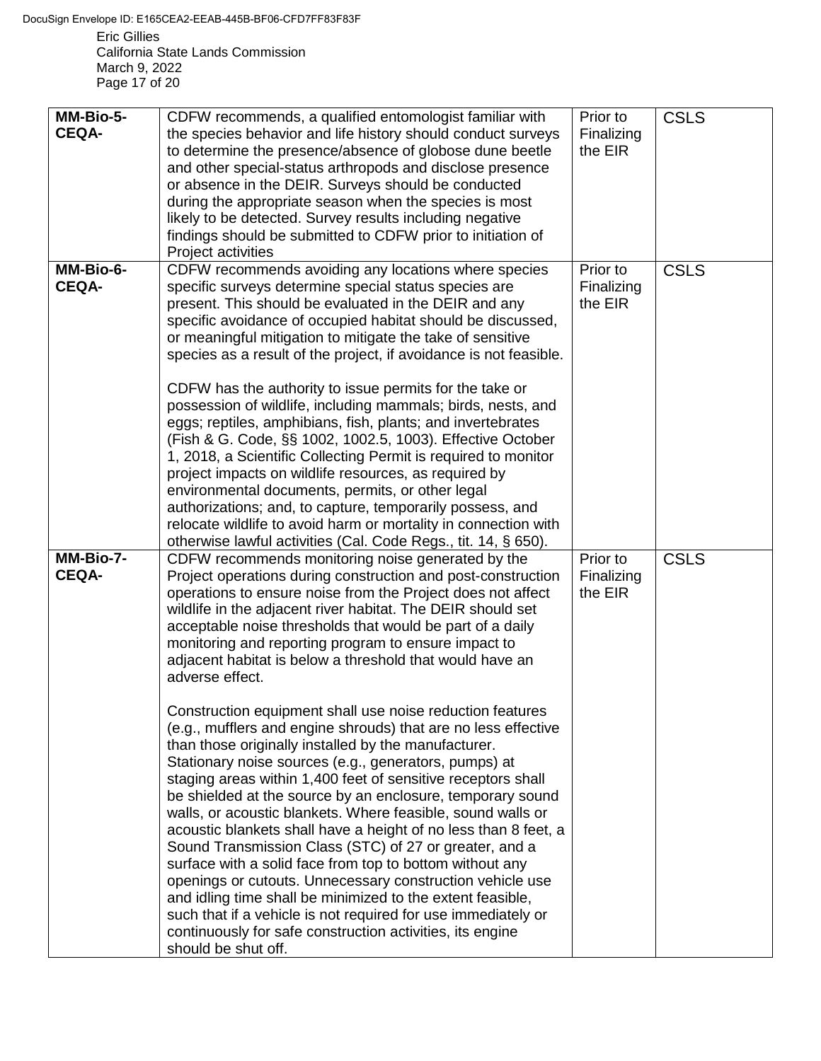| MM-Bio-5-CEQA- | CDFW recommends, a qualified entomologist familiar with the species behavior and life history should conduct surveys to determine the presence/absence of globose dune beetle and other special-status arthropods and disclose presence or absence in the DEIR. Surveys should be conducted during the appropriate season when the species is most likely to be detected. Survey results including negative findings should be submitted to CDFW prior to initiation of Project activities | Prior to Finalizing the EIR | CSLS |
|---|---|---|---|
| **MM-Bio-6-CEQA-** | CDFW recommends avoiding any locations where species specific surveys determine special status species are present. This should be evaluated in the DEIR and any specific avoidance of occupied habitat should be discussed, or meaningful mitigation to mitigate the take of sensitive species as a result of the project, if avoidance is not feasible.<br><br>CDFW has the authority to issue permits for the take or possession of wildlife, including mammals; birds, nests, and eggs; reptiles, amphibians, fish, plants; and invertebrates (Fish & G. Code, §§ 1002, 1002.5, 1003). Effective October 1, 2018, a Scientific Collecting Permit is required to monitor project impacts on wildlife resources, as required by environmental documents, permits, or other legal authorizations; and, to capture, temporarily possess, and relocate wildlife to avoid harm or mortality in connection with otherwise lawful activities (Cal. Code Regs., tit. 14, § 650). | Prior to Finalizing the EIR | CSLS |
| **MM-Bio-7-CEQA-** | CDFW recommends monitoring noise generated by the Project operations during construction and post-construction operations to ensure noise from the Project does not affect wildlife in the adjacent river habitat. The DEIR should set acceptable noise thresholds that would be part of a daily monitoring and reporting program to ensure impact to adjacent habitat is below a threshold that would have an adverse effect.<br><br>Construction equipment shall use noise reduction features (e.g., mufflers and engine shrouds) that are no less effective than those originally installed by the manufacturer. Stationary noise sources (e.g., generators, pumps) at staging areas within 1,400 feet of sensitive receptors shall be shielded at the source by an enclosure, temporary sound walls, or acoustic blankets. Where feasible, sound walls or acoustic blankets shall have a height of no less than 8 feet, a Sound Transmission Class (STC) of 27 or greater, and a surface with a solid face from top to bottom without any openings or cutouts. Unnecessary construction vehicle use and idling time shall be minimized to the extent feasible, such that if a vehicle is not required for use immediately or continuously for safe construction activities, its engine should be shut off. | Prior to Finalizing the EIR | CSLS |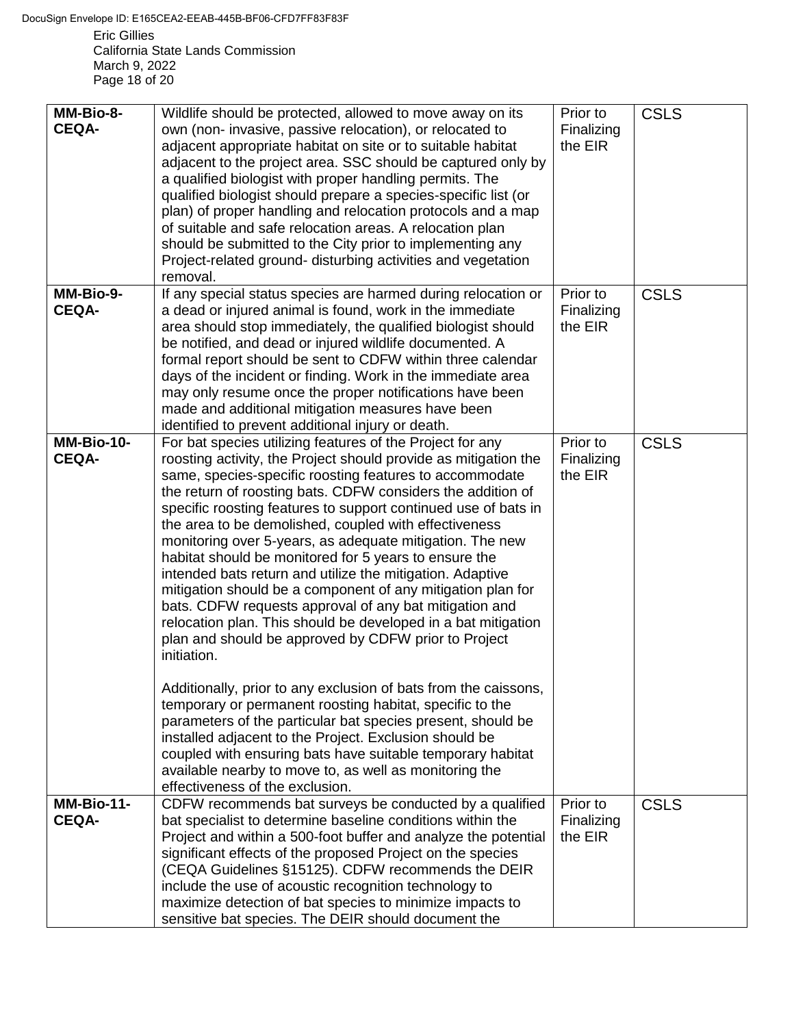| MM-Bio-8-CEQA- | Wildlife should be protected, allowed to move away on its own (non- invasive, passive relocation), or relocated to adjacent appropriate habitat on site or to suitable habitat adjacent to the project area. SSC should be captured only by a qualified biologist with proper handling permits. The qualified biologist should prepare a species-specific list (or plan) of proper handling and relocation protocols and a map of suitable and safe relocation areas. A relocation plan should be submitted to the City prior to implementing any Project-related ground- disturbing activities and vegetation removal. | Prior to Finalizing the EIR | CSLS |
|---|---|---|---|
| **MM-Bio-9-CEQA-** | If any special status species are harmed during relocation or a dead or injured animal is found, work in the immediate area should stop immediately, the qualified biologist should be notified, and dead or injured wildlife documented. A formal report should be sent to CDFW within three calendar days of the incident or finding. Work in the immediate area may only resume once the proper notifications have been made and additional mitigation measures have been identified to prevent additional injury or death. | Prior to Finalizing the EIR | CSLS |
| **MM-Bio-10-CEQA-** | For bat species utilizing features of the Project for any roosting activity, the Project should provide as mitigation the same, species-specific roosting features to accommodate the return of roosting bats. CDFW considers the addition of specific roosting features to support continued use of bats in the area to be demolished, coupled with effectiveness monitoring over 5-years, as adequate mitigation. The new habitat should be monitored for 5 years to ensure the intended bats return and utilize the mitigation. Adaptive mitigation should be a component of any mitigation plan for bats. CDFW requests approval of any bat mitigation and relocation plan. This should be developed in a bat mitigation plan and should be approved by CDFW prior to Project initiation.<br><br>Additionally, prior to any exclusion of bats from the caissons, temporary or permanent roosting habitat, specific to the parameters of the particular bat species present, should be installed adjacent to the Project. Exclusion should be coupled with ensuring bats have suitable temporary habitat available nearby to move to, as well as monitoring the effectiveness of the exclusion. | Prior to Finalizing the EIR | CSLS |
| **MM-Bio-11-CEQA-** | CDFW recommends bat surveys be conducted by a qualified bat specialist to determine baseline conditions within the Project and within a 500-foot buffer and analyze the potential significant effects of the proposed Project on the species (CEQA Guidelines §15125). CDFW recommends the DEIR include the use of acoustic recognition technology to maximize detection of bat species to minimize impacts to sensitive bat species. The DEIR should document the | Prior to Finalizing the EIR | CSLS |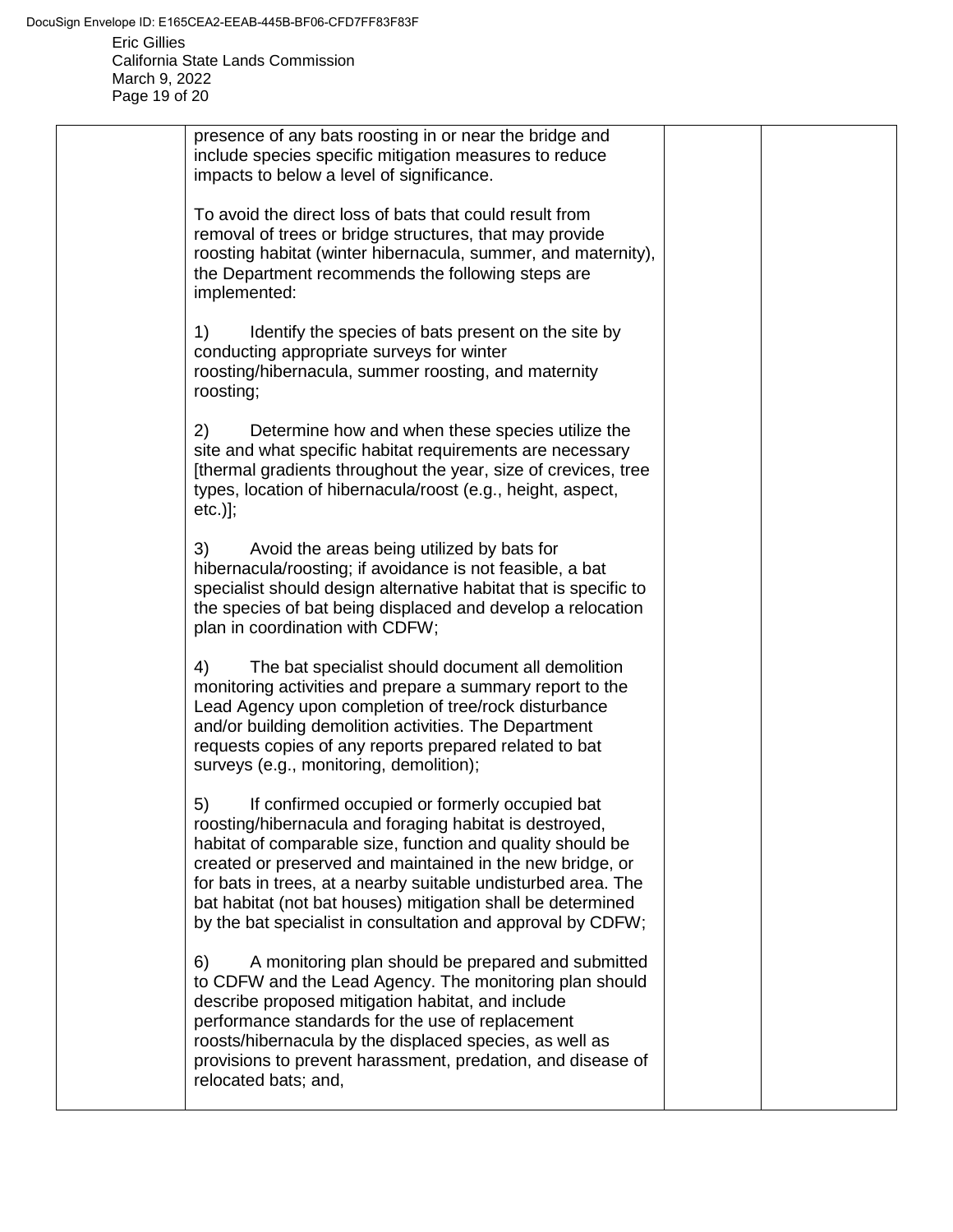| | presence of any bats roosting in or near the bridge and include species specific mitigation measures to reduce impacts to below a level of significance.<br><br>To avoid the direct loss of bats that could result from removal of trees or bridge structures, that may provide roosting habitat (winter hibernacula, summer, and maternity), the Department recommends the following steps are implemented:<br><br>1) Identify the species of bats present on the site by conducting appropriate surveys for winter roosting/hibernacula, summer roosting, and maternity roosting;<br><br>2) Determine how and when these species utilize the site and what specific habitat requirements are necessary [thermal gradients throughout the year, size of crevices, tree types, location of hibernacula/roost (e.g., height, aspect, etc.)];<br><br>3) Avoid the areas being utilized by bats for hibernacula/roosting; if avoidance is not feasible, a bat specialist should design alternative habitat that is specific to the species of bat being displaced and develop a relocation plan in coordination with CDFW;<br><br>4) The bat specialist should document all demolition monitoring activities and prepare a summary report to the Lead Agency upon completion of tree/rock disturbance and/or building demolition activities. The Department requests copies of any reports prepared related to bat surveys (e.g., monitoring, demolition);<br><br>5) If confirmed occupied or formerly occupied bat roosting/hibernacula and foraging habitat is destroyed, habitat of comparable size, function and quality should be created or preserved and maintained in the new bridge, or for bats in trees, at a nearby suitable undisturbed area. The bat habitat (not bat houses) mitigation shall be determined by the bat specialist in consultation and approval by CDFW;<br><br>6) A monitoring plan should be prepared and submitted to CDFW and the Lead Agency. The monitoring plan should describe proposed mitigation habitat, and include performance standards for the use of replacement roosts/hibernacula by the displaced species, as well as provisions to prevent harassment, predation, and disease of relocated bats; and, | | |
|---|---|---|---|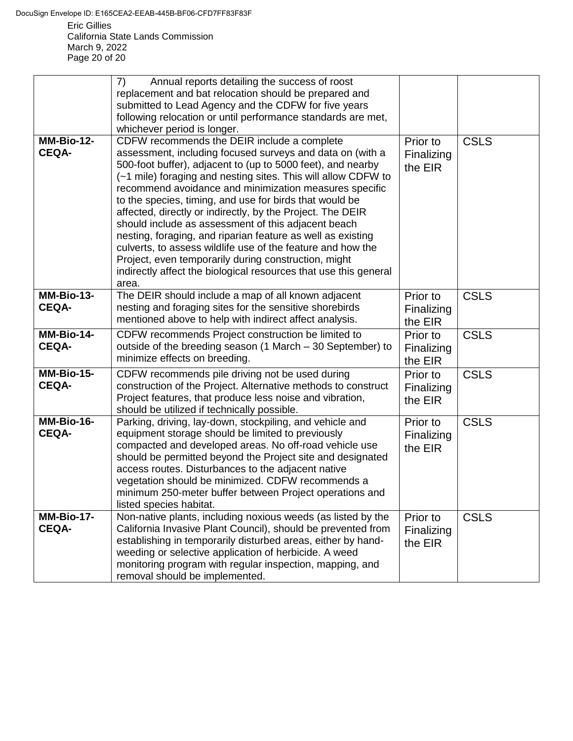| | | | |
|---|---|---|---|
| | 7) Annual reports detailing the success of roost replacement and bat relocation should be prepared and submitted to Lead Agency and the CDFW for five years following relocation or until performance standards are met, whichever period is longer. | | |
| **MM-Bio-12-CEQA-** | CDFW recommends the DEIR include a complete assessment, including focused surveys and data on (with a 500-foot buffer), adjacent to (up to 5000 feet), and nearby (~1 mile) foraging and nesting sites. This will allow CDFW to recommend avoidance and minimization measures specific to the species, timing, and use for birds that would be affected, directly or indirectly, by the Project. The DEIR should include as assessment of this adjacent beach nesting, foraging, and riparian feature as well as existing culverts, to assess wildlife use of the feature and how the Project, even temporarily during construction, might indirectly affect the biological resources that use this general area. | Prior to Finalizing the EIR | CSLS |
| **MM-Bio-13-CEQA-** | The DEIR should include a map of all known adjacent nesting and foraging sites for the sensitive shorebirds mentioned above to help with indirect affect analysis. | Prior to Finalizing the EIR | CSLS |
| **MM-Bio-14-CEQA-** | CDFW recommends Project construction be limited to outside of the breeding season (1 March – 30 September) to minimize effects on breeding. | Prior to Finalizing the EIR | CSLS |
| **MM-Bio-15-CEQA-** | CDFW recommends pile driving not be used during construction of the Project. Alternative methods to construct Project features, that produce less noise and vibration, should be utilized if technically possible. | Prior to Finalizing the EIR | CSLS |
| **MM-Bio-16-CEQA-** | Parking, driving, lay-down, stockpiling, and vehicle and equipment storage should be limited to previously compacted and developed areas. No off-road vehicle use should be permitted beyond the Project site and designated access routes. Disturbances to the adjacent native vegetation should be minimized. CDFW recommends a minimum 250-meter buffer between Project operations and listed species habitat. | Prior to Finalizing the EIR | CSLS |
| **MM-Bio-17-CEQA-** | Non-native plants, including noxious weeds (as listed by the California Invasive Plant Council), should be prevented from establishing in temporarily disturbed areas, either by hand-weeding or selective application of herbicide. A weed monitoring program with regular inspection, mapping, and removal should be implemented. | Prior to Finalizing the EIR | CSLS |